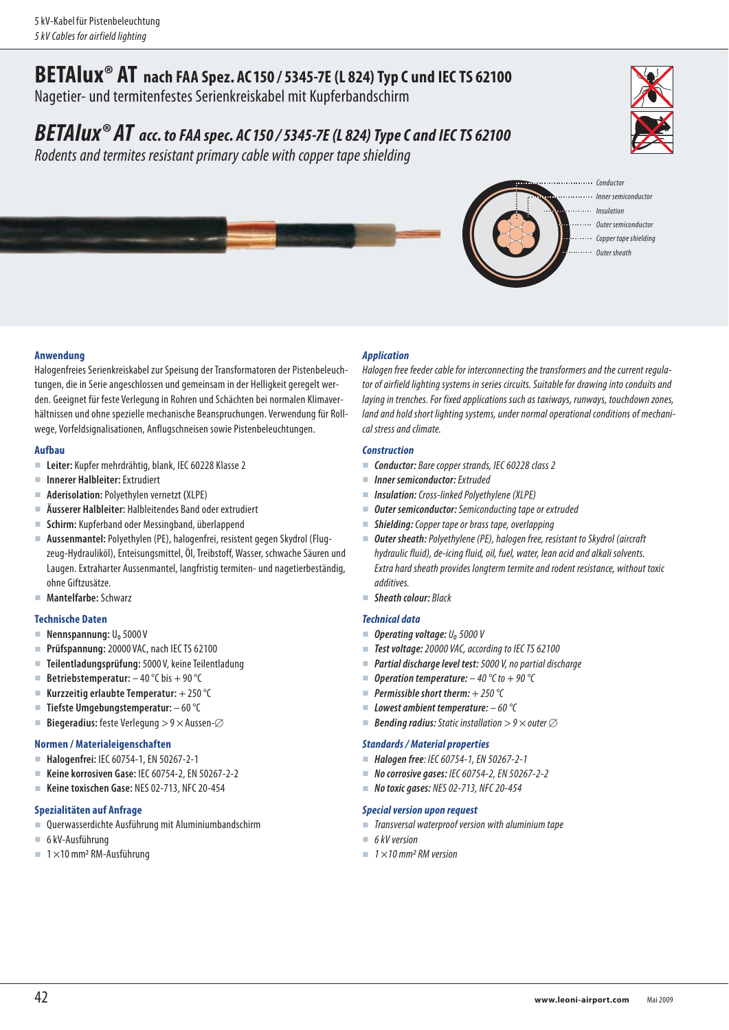# BETAlux® AT nach FAA Spez. AC 150 / 5345-7E (L 824) Typ C und IEC TS 62100

Nagetier- und termitenfestes Serienkreiskabel mit Kupferbandschirm

# *BETAlux® AT acc. to FAA spec. AC 150 / 5345-7E (L 824) Type C and IEC TS 62100*

*Rodents and termites resistant primary cable with copper tape shielding*

*Conductor*
*Inner semiconductor*
*Insulation*
*Outer semiconductor*
*Copper tape shielding*
*Outer sheath*

### Anwendung

Halogenfreies Serienkreiskabel zur Speisung der Transformatoren der Pistenbeleuchtungen, die in Serie angeschlossen und gemeinsam in der Helligkeit geregelt werden. Geeignet für feste Verlegung in Rohren und Schächten bei normalen Klimaverhältnissen und ohne spezielle mechanische Beanspruchungen. Verwendung für Rollwege, Vorfeldsignalisationen, Anflugschneisen sowie Pistenbeleuchtungen.

### Aufbau

- **Leiter:** Kupfer mehrdrähtig, blank, IEC 60228 Klasse 2
- **Innerer Halbleiter:** Extrudiert
- **Aderisolation:** Polyethylen vernetzt (XLPE)
- **Äusserer Halbleiter:** Halbleitendes Band oder extrudiert
- **Schirm:** Kupferband oder Messingband, überlappend
- **Aussenmantel:** Polyethylen (PE), halogenfrei, resistent gegen Skydrol (Flugzeug-Hydrauliköl), Enteisungsmittel, Öl, Treibstoff, Wasser, schwache Säuren und Laugen. Extraharter Aussenmantel, langfristig termiten- und nagetierbeständig, ohne Giftzusätze.
- **Mantelfarbe:** Schwarz

### Technische Daten

- **Nennspannung:** $U_0$ 5000 V
- **Prüfspannung:** 20000 VAC, nach IEC TS 62100
- **Teilentladungsprüfung:** 5000 V, keine Teilentladung
- **Betriebstemperatur:** – 40 °C bis + 90 °C
- **Kurzzeitig erlaubte Temperatur:** + 250 °C
- **Tiefste Umgebungstemperatur:** – 60 °C
- **Biegeradius:** feste Verlegung > 9 × Aussen-∅

### Normen / Materialeigenschaften

- **Halogenfrei:** IEC 60754-1, EN 50267-2-1
- **Keine korrosiven Gase:** IEC 60754-2, EN 50267-2-2
- **Keine toxischen Gase:** NES 02-713, NFC 20-454

### Spezialitäten auf Anfrage

- Querwasserdichte Ausführung mit Aluminiumbandschirm
- 6 kV-Ausführung
- 1 × 10 mm² RM-Ausführung

### *Application*

*Halogen free feeder cable for interconnecting the transformers and the current regulator of airfield lighting systems in series circuits. Suitable for drawing into conduits and laying in trenches. For fixed applications such as taxiways, runways, touchdown zones, land and hold short lighting systems, under normal operational conditions of mechanical stress and climate.*

### *Construction*

- ***Conductor:*** *Bare copper strands, IEC 60228 class 2*
- ***Inner semiconductor:*** *Extruded*
- ***Insulation:*** *Cross-linked Polyethylene (XLPE)*
- ***Outer semiconductor:*** *Semiconducting tape or extruded*
- ***Shielding:*** *Copper tape or brass tape, overlapping*
- ***Outer sheath:*** *Polyethylene (PE), halogen free, resistant to Skydrol (aircraft hydraulic fluid), de-icing fluid, oil, fuel, water, lean acid and alkali solvents. Extra hard sheath provides longterm termite and rodent resistance, without toxic additives.*
- ***Sheath colour:*** *Black*

### *Technical data*

- ***Operating voltage:*** *$U_0$ 5000 V*
- ***Test voltage:*** *20000 VAC, according to IEC TS 62100*
- ***Partial discharge level test:*** *5000 V, no partial discharge*
- ***Operation temperature:*** *– 40 °C to + 90 °C*
- ***Permissible short therm:*** *+ 250 °C*
- ***Lowest ambient temperature:*** *– 60 °C*
- ***Bending radius:*** *Static installation > 9 × outer ∅*

### *Standards / Material properties*

- ***Halogen free****: IEC 60754-1, EN 50267-2-1*
- ***No corrosive gases:*** *IEC 60754-2, EN 50267-2-2*
- ***No toxic gases:*** *NES 02-713, NFC 20-454*

### *Special version upon request*

- *Transversal waterproof version with aluminium tape*
- *6 kV version*
- *1 × 10 mm² RM version*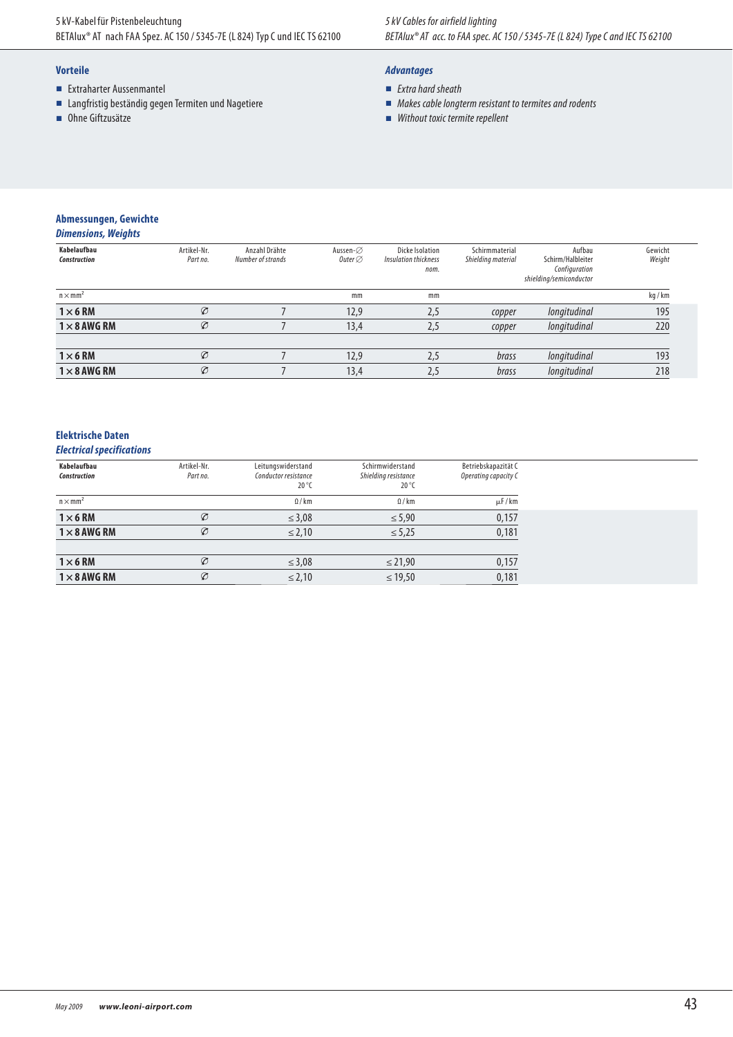5 kV-Kabel für Pistenbeleuchtung
BETAlux® AT nach FAA Spez. AC 150 / 5345-7E (L 824) Typ C und IEC TS 62100

*5 kV Cables for airfield lighting*
*BETAlux® AT acc. to FAA spec. AC 150 / 5345-7E (L 824) Type C and IEC TS 62100*

## Vorteile

- Extraharter Aussenmantel
- Langfristig beständig gegen Termiten und Nagetiere
- Ohne Giftzusätze

## *Advantages*

- *Extra hard sheath*
- *Makes cable longterm resistant to termites and rodents*
- *Without toxic termite repellent*

## Abmessungen, Gewichte
## *Dimensions, Weights*

| Kabelaufbau *Construction* | Artikel-Nr. *Part no.* | Anzahl Drähte *Number of strands* | Aussen-∅ *Outer ∅* | Dicke Isolation *Insulation thickness nom.* | Schirmmaterial *Shielding material* | Aufbau Schirm/Halbleiter *Configuration shielding/semiconductor* | Gewicht *Weight* |
|---|---|---|---|---|---|---|---|
| n × mm² | | | mm | mm | | | kg / km |
| **1 × 6 RM** | ∅ | 7 | 12,9 | 2,5 | *copper* | *longitudinal* | 195 |
| **1 × 8 AWG RM** | ∅ | 7 | 13,4 | 2,5 | *copper* | *longitudinal* | 220 |
| | | | | | | | |
| **1 × 6 RM** | ∅ | 7 | 12,9 | 2,5 | *brass* | *longitudinal* | 193 |
| **1 × 8 AWG RM** | ∅ | 7 | 13,4 | 2,5 | *brass* | *longitudinal* | 218 |

## Elektrische Daten
## *Electrical specifications*

| Kabelaufbau *Construction* | Artikel-Nr. *Part no.* | Leitungswiderstand *Conductor resistance* 20 °C | Schirmwiderstand *Shielding resistance* 20 °C | Betriebskapazität C *Operating capacity C* |
|---|---|---|---|---|
| n × mm² | | Ω / km | Ω / km | µF / km |
| **1 × 6 RM** | ∅ | ≤ 3,08 | ≤ 5,90 | 0,157 |
| **1 × 8 AWG RM** | ∅ | ≤ 2,10 | ≤ 5,25 | 0,181 |
| | | | | |
| **1 × 6 RM** | ∅ | ≤ 3,08 | ≤ 21,90 | 0,157 |
| **1 × 8 AWG RM** | ∅ | ≤ 2,10 | ≤ 19,50 | 0,181 |

*May 2009* **www.leoni-airport.com**